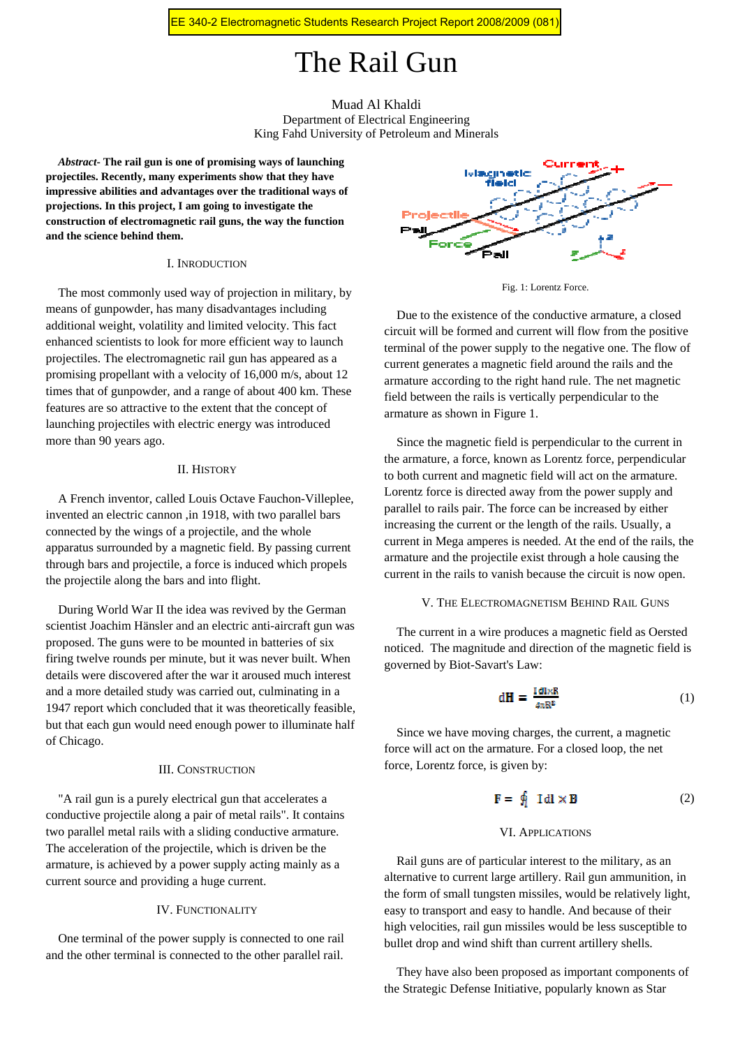EE 340-2 Electromagnetic Students Research Project Report 2008/2009 (081)

# The Rail Gun

Muad Al Khaldi
Department of Electrical Engineering
King Fahd University of Petroleum and Minerals

***Abstract*- The rail gun is one of promising ways of launching projectiles. Recently, many experiments show that they have impressive abilities and advantages over the traditional ways of projections. In this project, I am going to investigate the construction of electromagnetic rail guns, the way the function and the science behind them.**

## I. Inroduction

The most commonly used way of projection in military, by means of gunpowder, has many disadvantages including additional weight, volatility and limited velocity. This fact enhanced scientists to look for more efficient way to launch projectiles. The electromagnetic rail gun has appeared as a promising propellant with a velocity of 16,000 m/s, about 12 times that of gunpowder, and a range of about 400 km. These features are so attractive to the extent that the concept of launching projectiles with electric energy was introduced more than 90 years ago.

## II. History

A French inventor, called Louis Octave Fauchon-Villeplee, invented an electric cannon ,in 1918, with two parallel bars connected by the wings of a projectile, and the whole apparatus surrounded by a magnetic field. By passing current through bars and projectile, a force is induced which propels the projectile along the bars and into flight.

During World War II the idea was revived by the German scientist Joachim Hänsler and an electric anti-aircraft gun was proposed. The guns were to be mounted in batteries of six firing twelve rounds per minute, but it was never built. When details were discovered after the war it aroused much interest and a more detailed study was carried out, culminating in a 1947 report which concluded that it was theoretically feasible, but that each gun would need enough power to illuminate half of Chicago.

## III. Construction

"A rail gun is a purely electrical gun that accelerates a conductive projectile along a pair of metal rails". It contains two parallel metal rails with a sliding conductive armature. The acceleration of the projectile, which is driven be the armature, is achieved by a power supply acting mainly as a current source and providing a huge current.

## IV. Functionality

One terminal of the power supply is connected to one rail and the other terminal is connected to the other parallel rail.

Fig. 1: Lorentz Force.

Due to the existence of the conductive armature, a closed circuit will be formed and current will flow from the positive terminal of the power supply to the negative one. The flow of current generates a magnetic field around the rails and the armature according to the right hand rule. The net magnetic field between the rails is vertically perpendicular to the armature as shown in Figure 1.

Since the magnetic field is perpendicular to the current in the armature, a force, known as Lorentz force, perpendicular to both current and magnetic field will act on the armature. Lorentz force is directed away from the power supply and parallel to rails pair. The force can be increased by either increasing the current or the length of the rails. Usually, a current in Mega amperes is needed. At the end of the rails, the armature and the projectile exist through a hole causing the current in the rails to vanish because the circuit is now open.

## V. The Electromagnetism Behind Rail Guns

The current in a wire produces a magnetic field as Oersted noticed. The magnitude and direction of the magnetic field is governed by Biot-Savart's Law:

$$dH = \frac{I\,dl \times R}{4\pi R^3} \tag{1}$$

Since we have moving charges, the current, a magnetic force will act on the armature. For a closed loop, the net force, Lorentz force, is given by:

$$F = \oint I\,dl \times B \tag{2}$$

## VI. Applications

Rail guns are of particular interest to the military, as an alternative to current large artillery. Rail gun ammunition, in the form of small tungsten missiles, would be relatively light, easy to transport and easy to handle. And because of their high velocities, rail gun missiles would be less susceptible to bullet drop and wind shift than current artillery shells.

They have also been proposed as important components of the Strategic Defense Initiative, popularly known as Star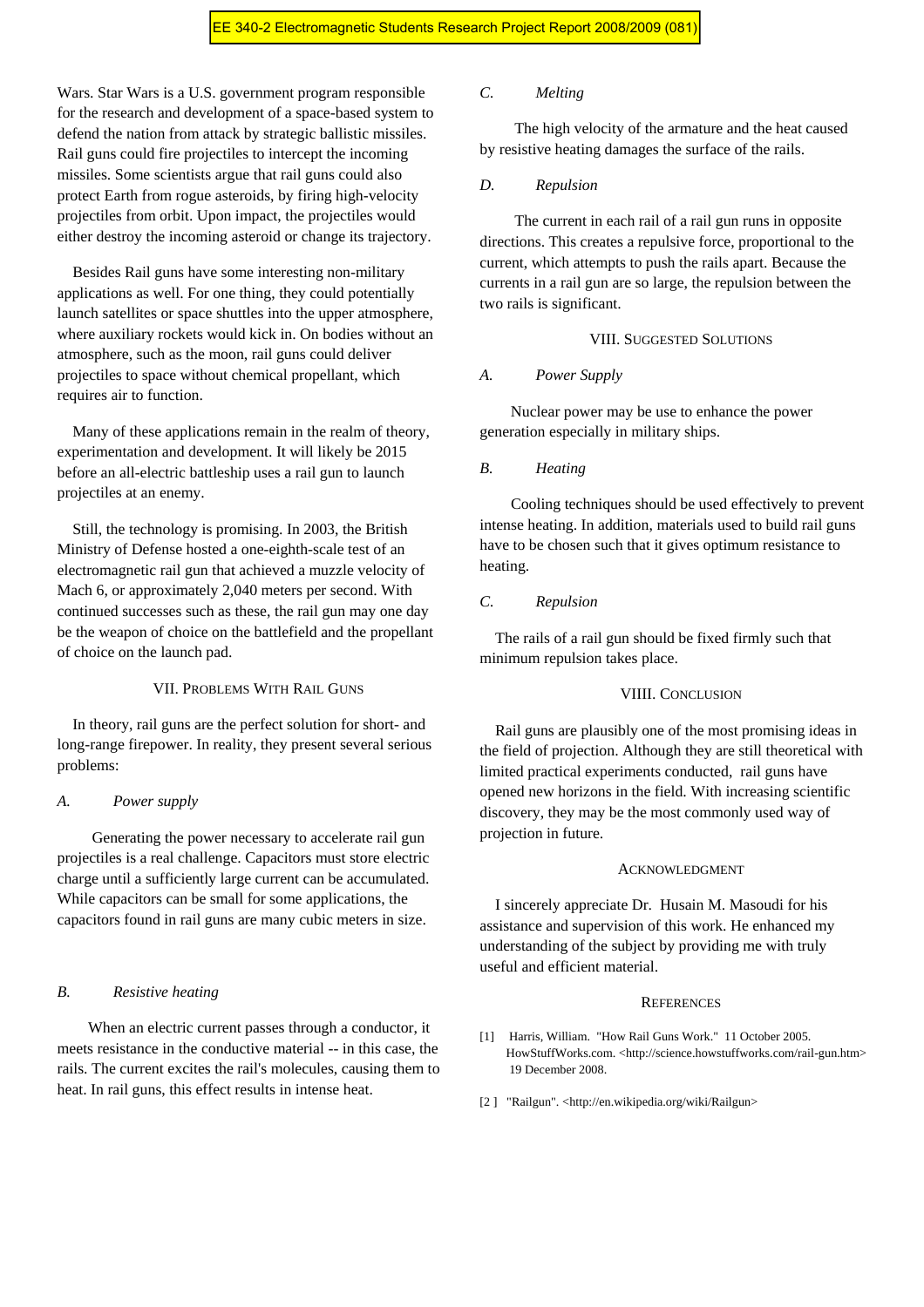Wars. Star Wars is a U.S. government program responsible for the research and development of a space-based system to defend the nation from attack by strategic ballistic missiles. Rail guns could fire projectiles to intercept the incoming missiles. Some scientists argue that rail guns could also protect Earth from rogue asteroids, by firing high-velocity projectiles from orbit. Upon impact, the projectiles would either destroy the incoming asteroid or change its trajectory.

Besides Rail guns have some interesting non-military applications as well. For one thing, they could potentially launch satellites or space shuttles into the upper atmosphere, where auxiliary rockets would kick in. On bodies without an atmosphere, such as the moon, rail guns could deliver projectiles to space without chemical propellant, which requires air to function.

Many of these applications remain in the realm of theory, experimentation and development. It will likely be 2015 before an all-electric battleship uses a rail gun to launch projectiles at an enemy.

Still, the technology is promising. In 2003, the British Ministry of Defense hosted a one-eighth-scale test of an electromagnetic rail gun that achieved a muzzle velocity of Mach 6, or approximately 2,040 meters per second. With continued successes such as these, the rail gun may one day be the weapon of choice on the battlefield and the propellant of choice on the launch pad.

## VII. Problems With Rail Guns

In theory, rail guns are the perfect solution for short- and long-range firepower. In reality, they present several serious problems:

### *A. Power supply*

Generating the power necessary to accelerate rail gun projectiles is a real challenge. Capacitors must store electric charge until a sufficiently large current can be accumulated. While capacitors can be small for some applications, the capacitors found in rail guns are many cubic meters in size.

### *B. Resistive heating*

When an electric current passes through a conductor, it meets resistance in the conductive material -- in this case, the rails. The current excites the rail's molecules, causing them to heat. In rail guns, this effect results in intense heat.

### *C. Melting*

The high velocity of the armature and the heat caused by resistive heating damages the surface of the rails.

### *D. Repulsion*

The current in each rail of a rail gun runs in opposite directions. This creates a repulsive force, proportional to the current, which attempts to push the rails apart. Because the currents in a rail gun are so large, the repulsion between the two rails is significant.

## VIII. Suggested Solutions

### *A. Power Supply*

Nuclear power may be use to enhance the power generation especially in military ships.

### *B. Heating*

Cooling techniques should be used effectively to prevent intense heating. In addition, materials used to build rail guns have to be chosen such that it gives optimum resistance to heating.

### *C. Repulsion*

The rails of a rail gun should be fixed firmly such that minimum repulsion takes place.

## VIIII. Conclusion

Rail guns are plausibly one of the most promising ideas in the field of projection. Although they are still theoretical with limited practical experiments conducted, rail guns have opened new horizons in the field. With increasing scientific discovery, they may be the most commonly used way of projection in future.

## Acknowledgment

I sincerely appreciate Dr. Husain M. Masoudi for his assistance and supervision of this work. He enhanced my understanding of the subject by providing me with truly useful and efficient material.

## References

[1] Harris, William. "How Rail Guns Work." 11 October 2005. HowStuffWorks.com. <http://science.howstuffworks.com/rail-gun.htm> 19 December 2008.

[2] "Railgun". <http://en.wikipedia.org/wiki/Railgun>